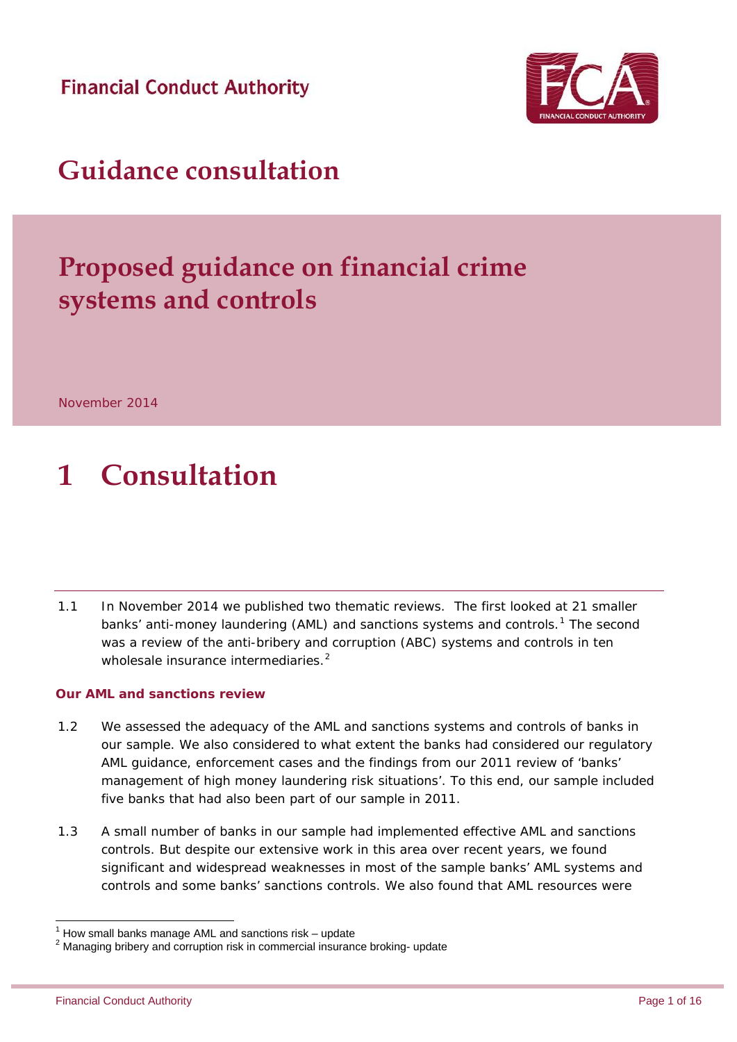Financial Conduct Authority

# Guidance consultation

# Proposed guidance on financial crime systems and controls

November 2014

# 1 Consultation

1.1 In November 2014 we published two thematic reviews. The first looked at 21 smaller banks' anti-money laundering (AML) and sanctions systems and controls.[1] The second was a review of the anti-bribery and corruption (ABC) systems and controls in ten wholesale insurance intermediaries.[2]

### Our AML and sanctions review

1.2 We assessed the adequacy of the AML and sanctions systems and controls of banks in our sample. We also considered to what extent the banks had considered our regulatory AML guidance, enforcement cases and the findings from our 2011 review of 'banks' management of high money laundering risk situations'. To this end, our sample included five banks that had also been part of our sample in 2011.

1.3 A small number of banks in our sample had implemented effective AML and sanctions controls. But despite our extensive work in this area over recent years, we found significant and widespread weaknesses in most of the sample banks' AML systems and controls and some banks' sanctions controls. We also found that AML resources were

[1] How small banks manage AML and sanctions risk – update

[2] Managing bribery and corruption risk in commercial insurance broking- update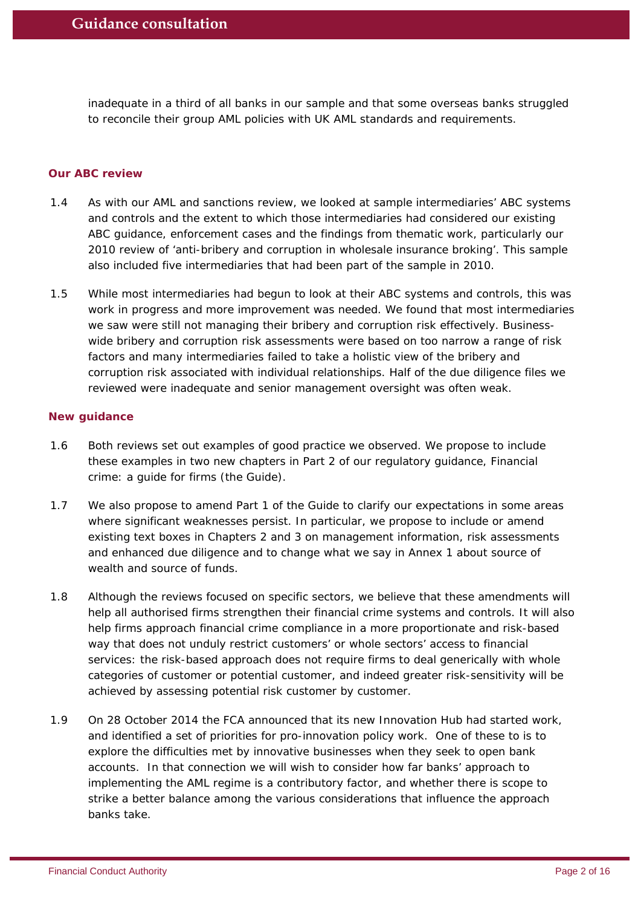inadequate in a third of all banks in our sample and that some overseas banks struggled to reconcile their group AML policies with UK AML standards and requirements.

### Our ABC review

1.4 As with our AML and sanctions review, we looked at sample intermediaries' ABC systems and controls and the extent to which those intermediaries had considered our existing ABC guidance, enforcement cases and the findings from thematic work, particularly our 2010 review of 'anti-bribery and corruption in wholesale insurance broking'. This sample also included five intermediaries that had been part of the sample in 2010.

1.5 While most intermediaries had begun to look at their ABC systems and controls, this was work in progress and more improvement was needed. We found that most intermediaries we saw were still not managing their bribery and corruption risk effectively. Business-wide bribery and corruption risk assessments were based on too narrow a range of risk factors and many intermediaries failed to take a holistic view of the bribery and corruption risk associated with individual relationships. Half of the due diligence files we reviewed were inadequate and senior management oversight was often weak.

### New guidance

1.6 Both reviews set out examples of good practice we observed. We propose to include these examples in two new chapters in Part 2 of our regulatory guidance, Financial crime: a guide for firms (the Guide).

1.7 We also propose to amend Part 1 of the Guide to clarify our expectations in some areas where significant weaknesses persist. In particular, we propose to include or amend existing text boxes in Chapters 2 and 3 on management information, risk assessments and enhanced due diligence and to change what we say in Annex 1 about source of wealth and source of funds.

1.8 Although the reviews focused on specific sectors, we believe that these amendments will help all authorised firms strengthen their financial crime systems and controls. It will also help firms approach financial crime compliance in a more proportionate and risk-based way that does not unduly restrict customers' or whole sectors' access to financial services: the risk-based approach does not require firms to deal generically with whole categories of customer or potential customer, and indeed greater risk-sensitivity will be achieved by assessing potential risk customer by customer.

1.9 On 28 October 2014 the FCA announced that its new Innovation Hub had started work, and identified a set of priorities for pro-innovation policy work. One of these to is to explore the difficulties met by innovative businesses when they seek to open bank accounts. In that connection we will wish to consider how far banks' approach to implementing the AML regime is a contributory factor, and whether there is scope to strike a better balance among the various considerations that influence the approach banks take.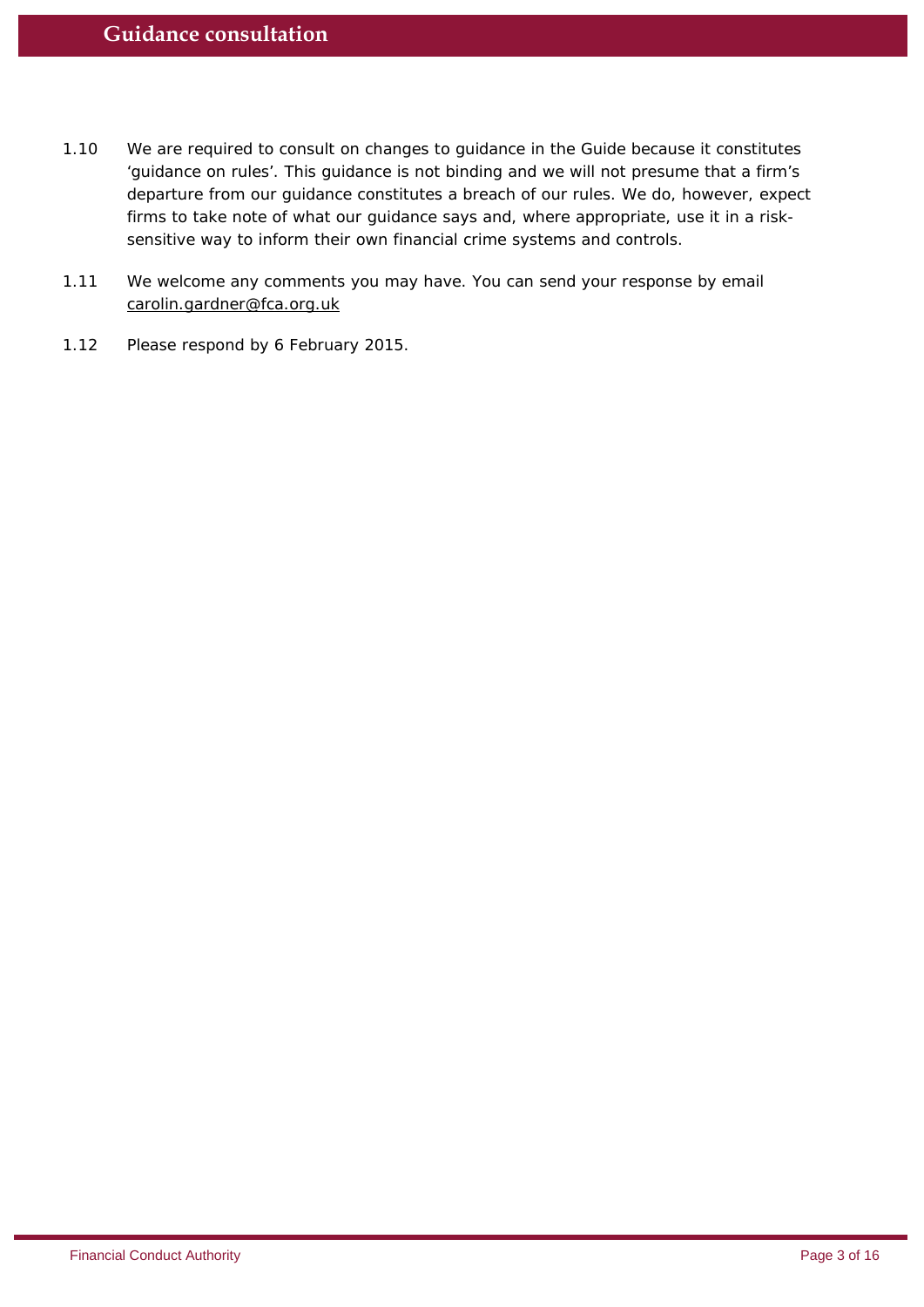# Guidance consultation

1.10 We are required to consult on changes to guidance in the Guide because it constitutes 'guidance on rules'. This guidance is not binding and we will not presume that a firm's departure from our guidance constitutes a breach of our rules. We do, however, expect firms to take note of what our guidance says and, where appropriate, use it in a risk-sensitive way to inform their own financial crime systems and controls.

1.11 We welcome any comments you may have. You can send your response by email carolin.gardner@fca.org.uk

1.12 Please respond by 6 February 2015.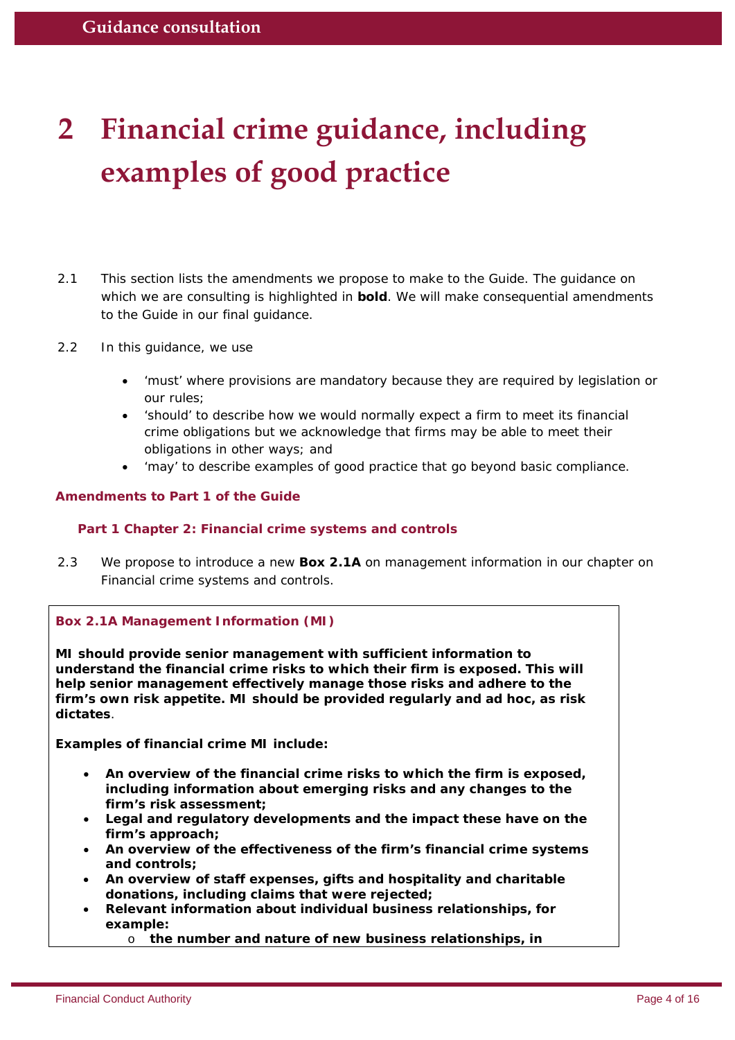# 2 Financial crime guidance, including examples of good practice

2.1 This section lists the amendments we propose to make to the Guide. The guidance on which we are consulting is highlighted in **bold**. We will make consequential amendments to the Guide in our final guidance.

2.2 In this guidance, we use

- 'must' where provisions are mandatory because they are required by legislation or our rules;
- 'should' to describe how we would normally expect a firm to meet its financial crime obligations but we acknowledge that firms may be able to meet their obligations in other ways; and
- 'may' to describe examples of good practice that go beyond basic compliance.

### Amendments to Part 1 of the Guide

#### Part 1 Chapter 2: Financial crime systems and controls

2.3 We propose to introduce a new **Box 2.1A** on management information in our chapter on Financial crime systems and controls.

**Box 2.1A Management Information (MI)**

**MI should provide senior management with sufficient information to understand the financial crime risks to which their firm is exposed. This will help senior management effectively manage those risks and adhere to the firm's own risk appetite. MI should be provided regularly and ad hoc, as risk dictates**.

**Examples of financial crime MI include:**

- **An overview of the financial crime risks to which the firm is exposed, including information about emerging risks and any changes to the firm's risk assessment;**
- **Legal and regulatory developments and the impact these have on the firm's approach;**
- **An overview of the effectiveness of the firm's financial crime systems and controls;**
- **An overview of staff expenses, gifts and hospitality and charitable donations, including claims that were rejected;**
- **Relevant information about individual business relationships, for example:**
  - **the number and nature of new business relationships, in**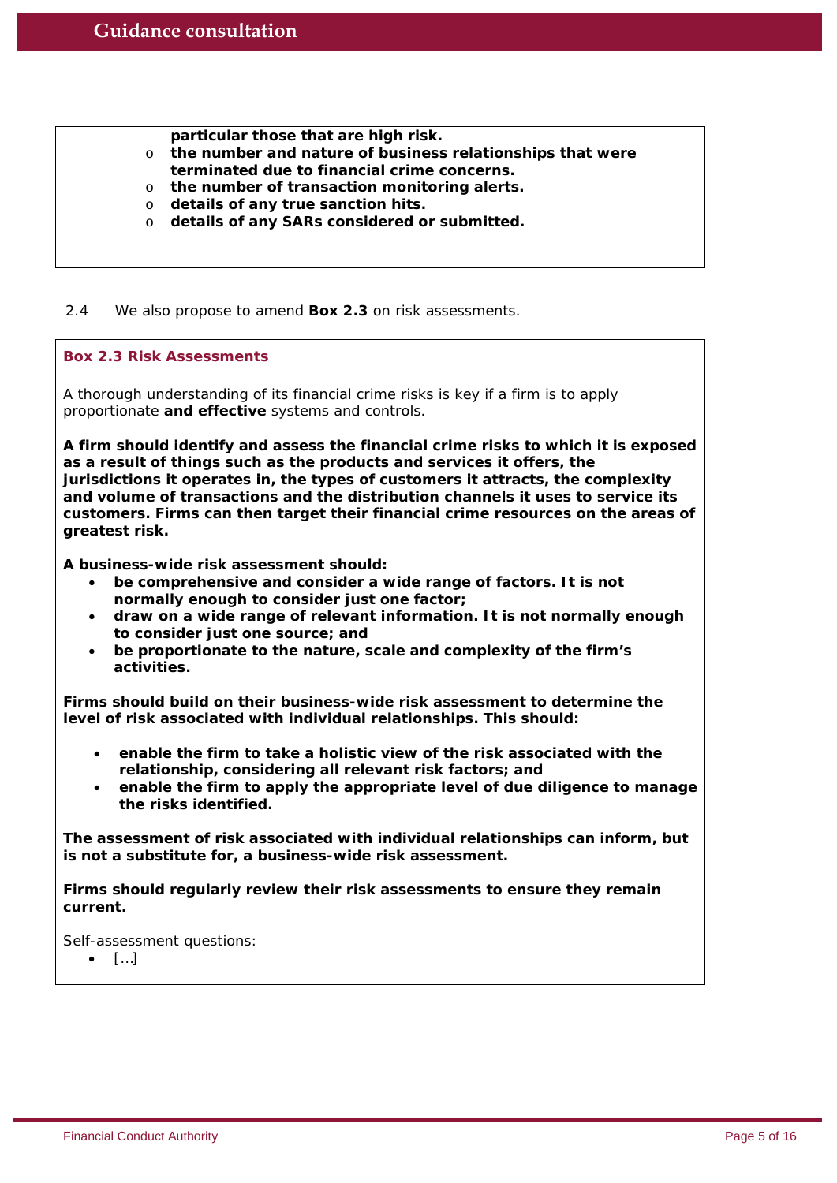**particular those that are high risk.**

- **the number and nature of business relationships that were terminated due to financial crime concerns.**
- **the number of transaction monitoring alerts.**
- **details of any true sanction hits.**
- **details of any SARs considered or submitted.**

2.4 We also propose to amend **Box 2.3** on risk assessments.

**Box 2.3 Risk Assessments**

A thorough understanding of its financial crime risks is key if a firm is to apply proportionate **and effective** systems and controls.

**A firm should identify and assess the financial crime risks to which it is exposed as a result of things such as the products and services it offers, the jurisdictions it operates in, the types of customers it attracts, the complexity and volume of transactions and the distribution channels it uses to service its customers. Firms can then target their financial crime resources on the areas of greatest risk.**

**A business-wide risk assessment should:**

- **be comprehensive and consider a wide range of factors. It is not normally enough to consider just one factor;**
- **draw on a wide range of relevant information. It is not normally enough to consider just one source; and**
- **be proportionate to the nature, scale and complexity of the firm's activities.**

**Firms should build on their business-wide risk assessment to determine the level of risk associated with individual relationships. This should:**

- **enable the firm to take a holistic view of the risk associated with the relationship, considering all relevant risk factors; and**
- **enable the firm to apply the appropriate level of due diligence to manage the risks identified.**

**The assessment of risk associated with individual relationships can inform, but is not a substitute for, a business-wide risk assessment.**

**Firms should regularly review their risk assessments to ensure they remain current.**

Self-assessment questions:

- […]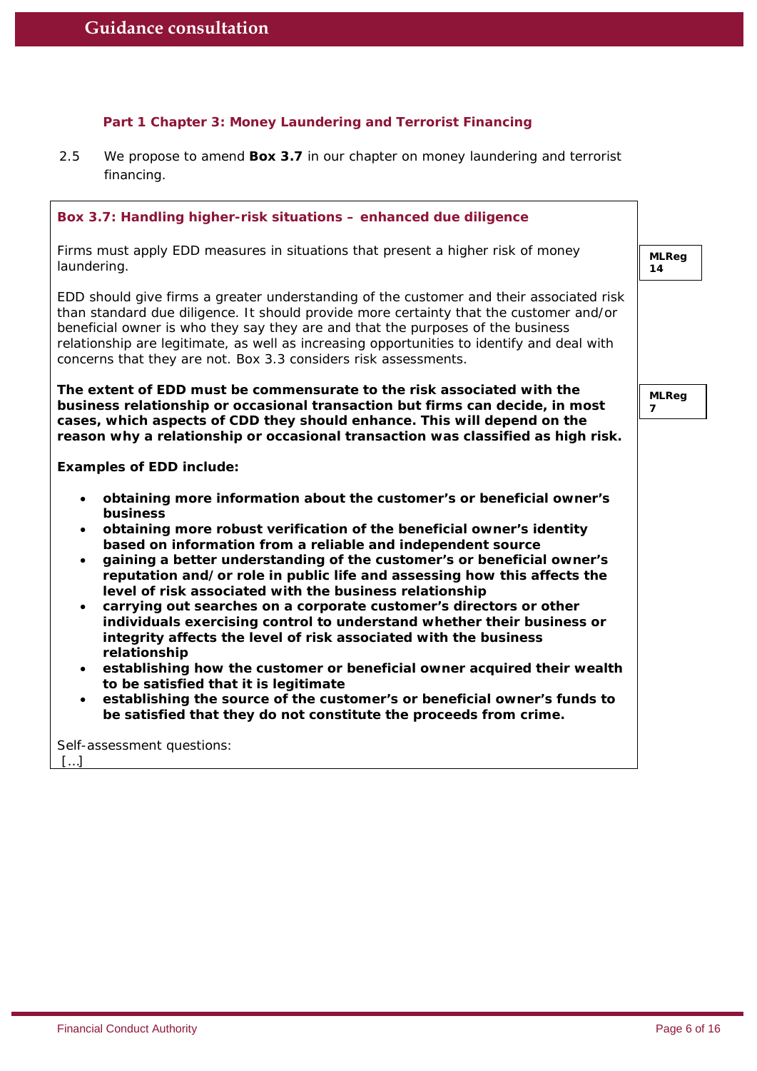### Part 1 Chapter 3: Money Laundering and Terrorist Financing

2.5 We propose to amend **Box 3.7** in our chapter on money laundering and terrorist financing.

**Box 3.7: Handling higher-risk situations – enhanced due diligence**

Firms must apply EDD measures in situations that present a higher risk of money laundering. **MLReg 14**

EDD should give firms a greater understanding of the customer and their associated risk than standard due diligence. It should provide more certainty that the customer and/or beneficial owner is who they say they are and that the purposes of the business relationship are legitimate, as well as increasing opportunities to identify and deal with concerns that they are not. Box 3.3 considers risk assessments.

**The extent of EDD must be commensurate to the risk associated with the business relationship or occasional transaction but firms can decide, in most cases, which aspects of CDD they should enhance. This will depend on the reason why a relationship or occasional transaction was classified as high risk.** **MLReg 7**

**Examples of EDD include:**

- **obtaining more information about the customer's or beneficial owner's business**
- **obtaining more robust verification of the beneficial owner's identity based on information from a reliable and independent source**
- **gaining a better understanding of the customer's or beneficial owner's reputation and/or role in public life and assessing how this affects the level of risk associated with the business relationship**
- **carrying out searches on a corporate customer's directors or other individuals exercising control to understand whether their business or integrity affects the level of risk associated with the business relationship**
- **establishing how the customer or beneficial owner acquired their wealth to be satisfied that it is legitimate**
- **establishing the source of the customer's or beneficial owner's funds to be satisfied that they do not constitute the proceeds from crime.**

Self-assessment questions:

[…]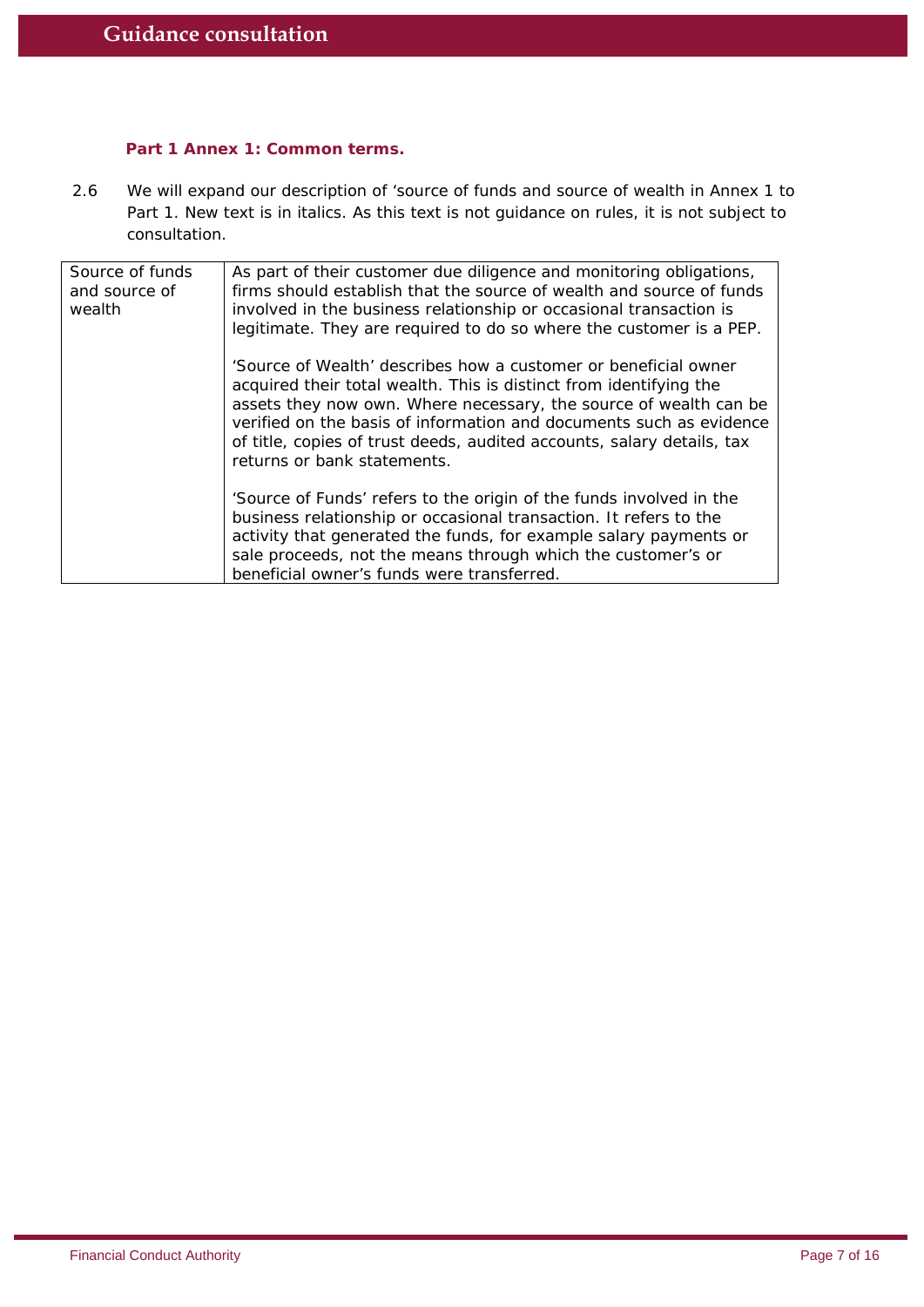**Part 1 Annex 1: Common terms.**

2.6 We will expand our description of 'source of funds and source of wealth in Annex 1 to Part 1. New text is in italics. As this text is not guidance on rules, it is not subject to consultation.

| Source of funds and source of wealth | As part of their customer due diligence and monitoring obligations, firms should establish that the source of wealth and source of funds involved in the business relationship or occasional transaction is legitimate. They are required to do so where the customer is a PEP.<br><br>'Source of Wealth' describes how a customer or beneficial owner acquired their total wealth. This is distinct from identifying the assets they now own. Where necessary, the source of wealth can be verified on the basis of information and documents such as evidence of title, copies of trust deeds, audited accounts, salary details, tax returns or bank statements.<br><br>'Source of Funds' refers to the origin of the funds involved in the business relationship or occasional transaction. It refers to the activity that generated the funds, for example salary payments or sale proceeds, not the means through which the customer's or beneficial owner's funds were transferred. |
|---|---|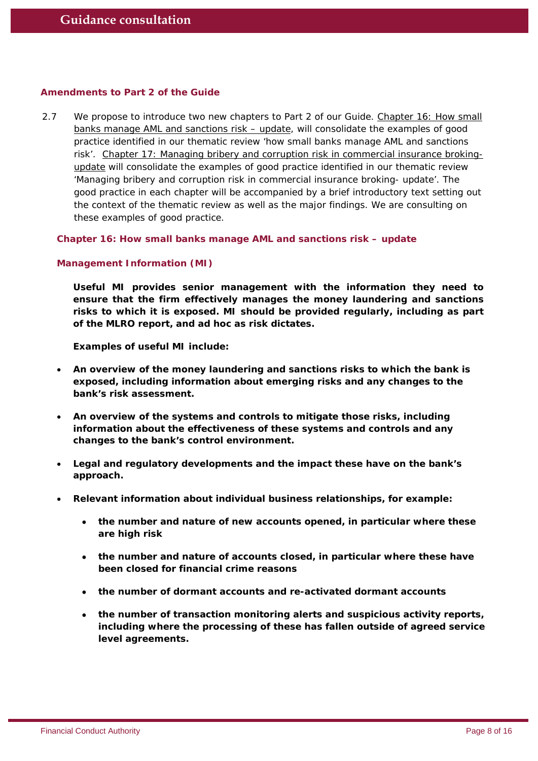### Amendments to Part 2 of the Guide

2.7 We propose to introduce two new chapters to Part 2 of our Guide. Chapter 16: How small banks manage AML and sanctions risk – update, will consolidate the examples of good practice identified in our thematic review 'how small banks manage AML and sanctions risk'. Chapter 17: Managing bribery and corruption risk in commercial insurance broking- update will consolidate the examples of good practice identified in our thematic review 'Managing bribery and corruption risk in commercial insurance broking- update'. The good practice in each chapter will be accompanied by a brief introductory text setting out the context of the thematic review as well as the major findings. We are consulting on these examples of good practice.

#### Chapter 16: How small banks manage AML and sanctions risk – update

#### Management Information (MI)

**Useful MI provides senior management with the information they need to ensure that the firm effectively manages the money laundering and sanctions risks to which it is exposed. MI should be provided regularly, including as part of the MLRO report, and ad hoc as risk dictates.**

**Examples of useful MI include:**

- **An overview of the money laundering and sanctions risks to which the bank is exposed, including information about emerging risks and any changes to the bank's risk assessment.**
- **An overview of the systems and controls to mitigate those risks, including information about the effectiveness of these systems and controls and any changes to the bank's control environment.**
- **Legal and regulatory developments and the impact these have on the bank's approach.**
- **Relevant information about individual business relationships, for example:**
  - **the number and nature of new accounts opened, in particular where these are high risk**
  - **the number and nature of accounts closed, in particular where these have been closed for financial crime reasons**
  - **the number of dormant accounts and re-activated dormant accounts**
  - **the number of transaction monitoring alerts and suspicious activity reports, including where the processing of these has fallen outside of agreed service level agreements.**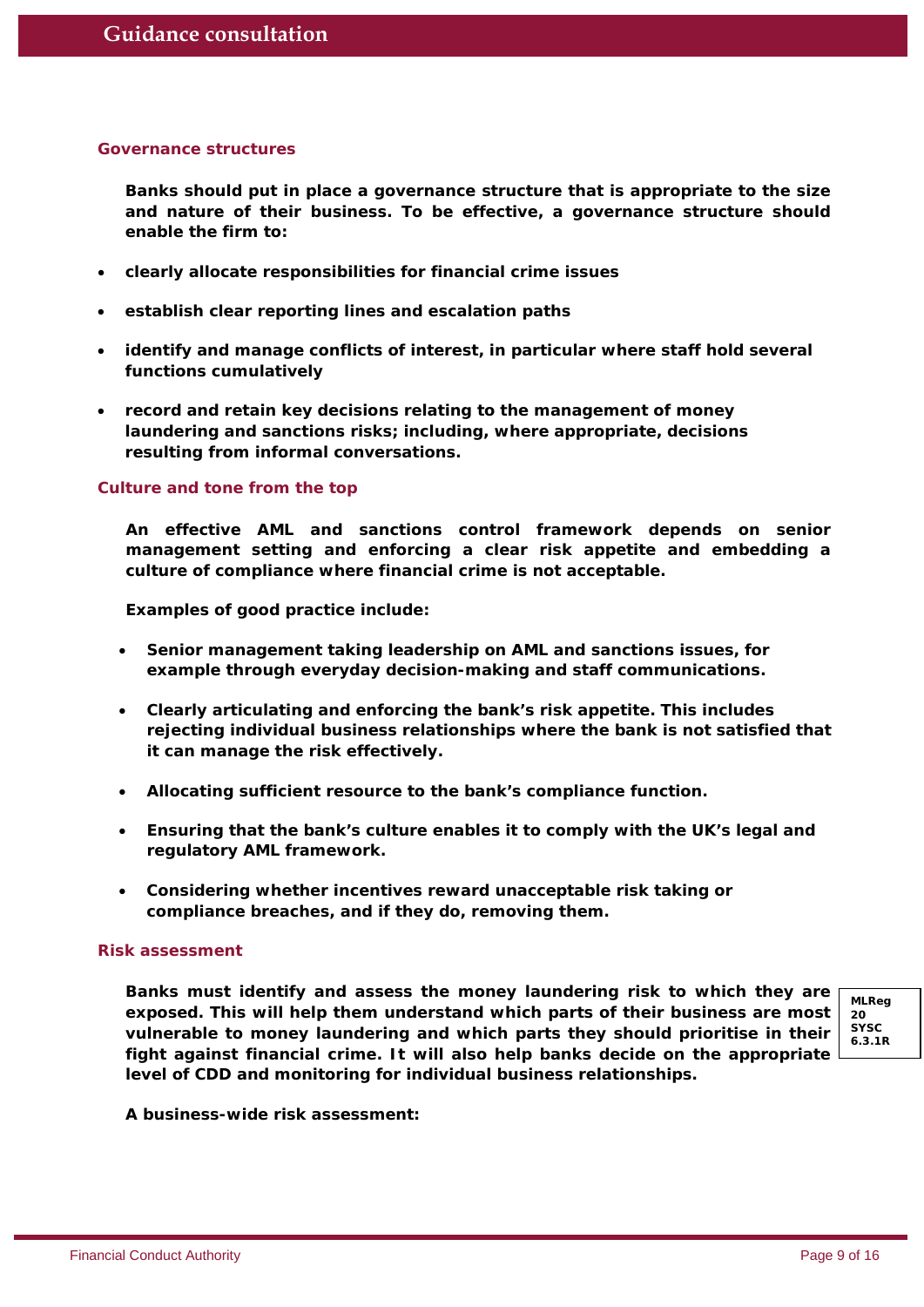### Governance structures

**Banks should put in place a governance structure that is appropriate to the size and nature of their business. To be effective, a governance structure should enable the firm to:**

- **clearly allocate responsibilities for financial crime issues**
- **establish clear reporting lines and escalation paths**
- **identify and manage conflicts of interest, in particular where staff hold several functions cumulatively**
- **record and retain key decisions relating to the management of money laundering and sanctions risks; including, where appropriate, decisions resulting from informal conversations.**

### Culture and tone from the top

**An effective AML and sanctions control framework depends on senior management setting and enforcing a clear risk appetite and embedding a culture of compliance where financial crime is not acceptable.**

**Examples of good practice include:**

- **Senior management taking leadership on AML and sanctions issues, for example through everyday decision-making and staff communications.**
- **Clearly articulating and enforcing the bank's risk appetite. This includes rejecting individual business relationships where the bank is not satisfied that it can manage the risk effectively.**
- **Allocating sufficient resource to the bank's compliance function.**
- **Ensuring that the bank's culture enables it to comply with the UK's legal and regulatory AML framework.**
- **Considering whether incentives reward unacceptable risk taking or compliance breaches, and if they do, removing them.**

### Risk assessment

**Banks must identify and assess the money laundering risk to which they are exposed. This will help them understand which parts of their business are most vulnerable to money laundering and which parts they should prioritise in their fight against financial crime. It will also help banks decide on the appropriate level of CDD and monitoring for individual business relationships.**

**MLReg 20**
**SYSC 6.3.1R**

**A business-wide risk assessment:**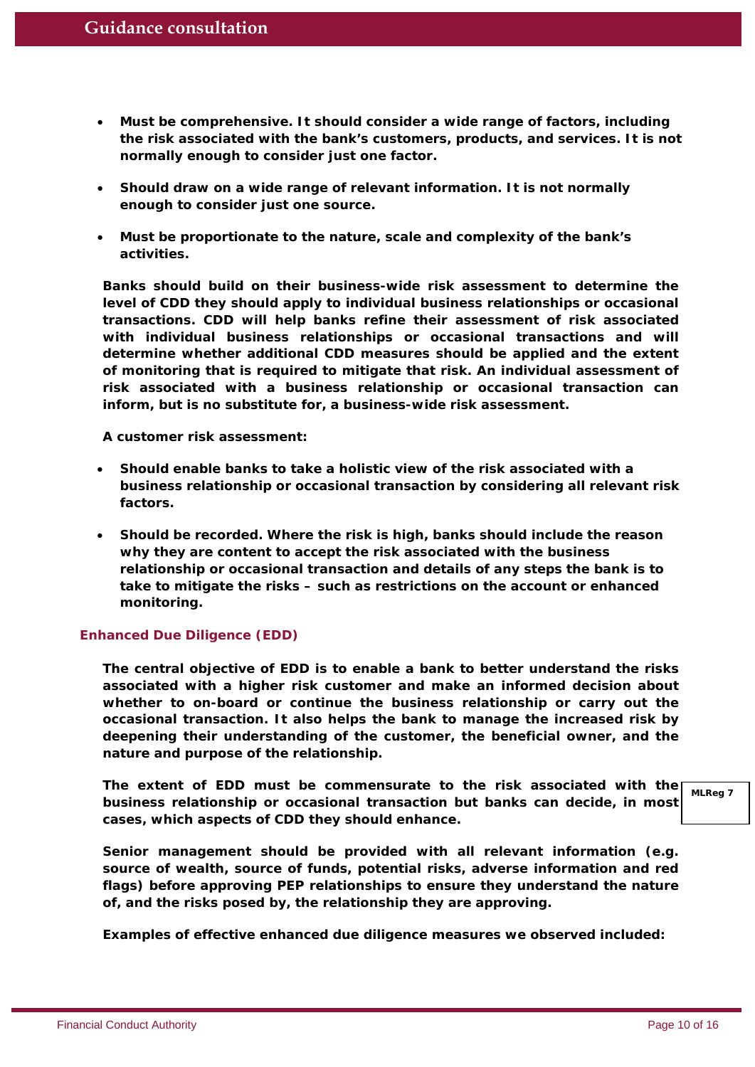- **Must be comprehensive. It should consider a wide range of factors, including the risk associated with the bank's customers, products, and services. It is not normally enough to consider just one factor.**

- **Should draw on a wide range of relevant information. It is not normally enough to consider just one source.**

- **Must be proportionate to the nature, scale and complexity of the bank's activities.**

**Banks should build on their business-wide risk assessment to determine the level of CDD they should apply to individual business relationships or occasional transactions. CDD will help banks refine their assessment of risk associated with individual business relationships or occasional transactions and will determine whether additional CDD measures should be applied and the extent of monitoring that is required to mitigate that risk. An individual assessment of risk associated with a business relationship or occasional transaction can inform, but is no substitute for, a business-wide risk assessment.**

**A customer risk assessment:**

- **Should enable banks to take a holistic view of the risk associated with a business relationship or occasional transaction by considering all relevant risk factors.**

- **Should be recorded. Where the risk is high, banks should include the reason why they are content to accept the risk associated with the business relationship or occasional transaction and details of any steps the bank is to take to mitigate the risks – such as restrictions on the account or enhanced monitoring.**

### Enhanced Due Diligence (EDD)

**The central objective of EDD is to enable a bank to better understand the risks associated with a higher risk customer and make an informed decision about whether to on-board or continue the business relationship or carry out the occasional transaction. It also helps the bank to manage the increased risk by deepening their understanding of the customer, the beneficial owner, and the nature and purpose of the relationship.**

**The extent of EDD must be commensurate to the risk associated with the business relationship or occasional transaction but banks can decide, in most cases, which aspects of CDD they should enhance.**

MLReg 7

**Senior management should be provided with all relevant information (e.g. source of wealth, source of funds, potential risks, adverse information and red flags) before approving PEP relationships to ensure they understand the nature of, and the risks posed by, the relationship they are approving.**

**Examples of effective enhanced due diligence measures we observed included:**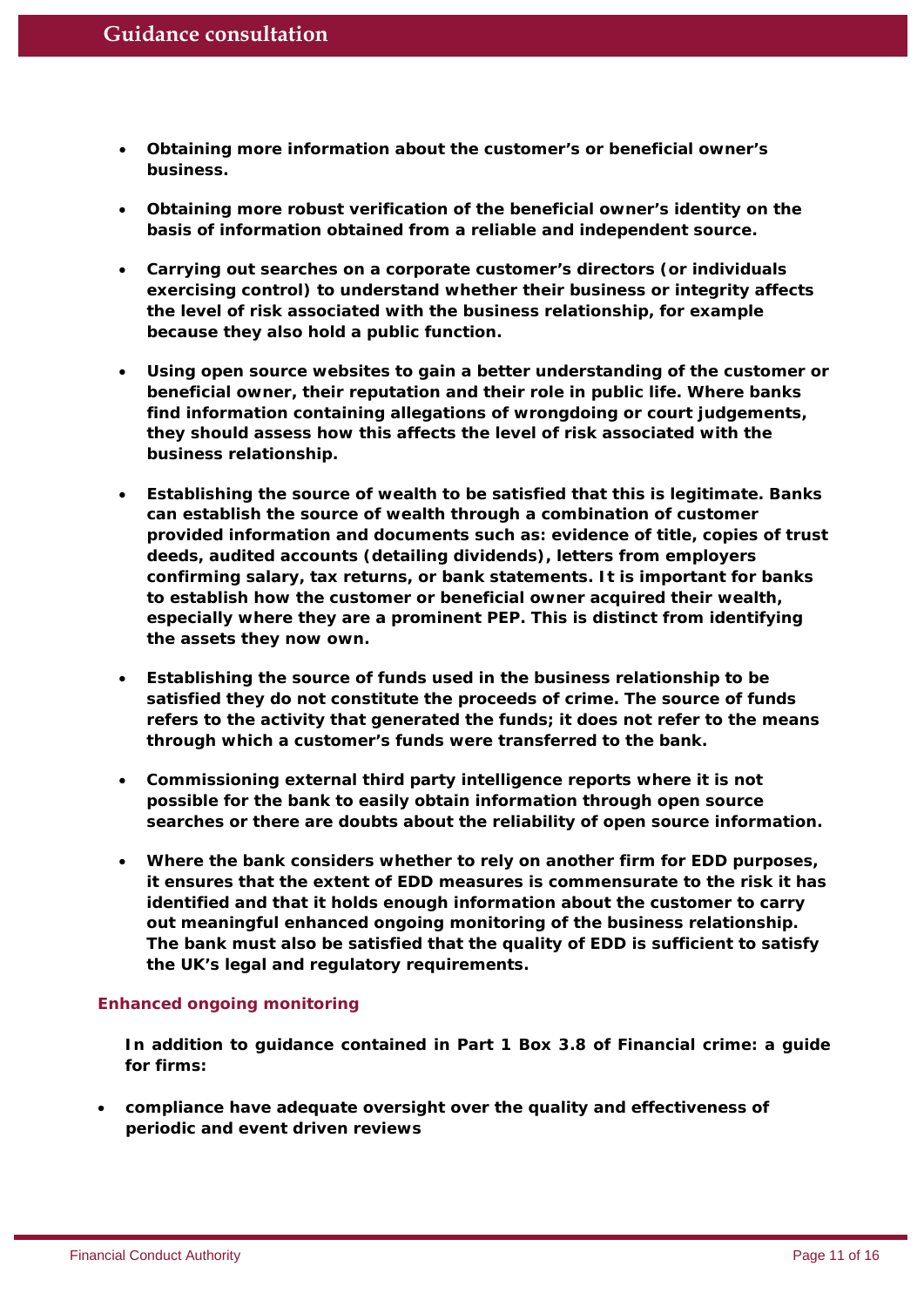- **Obtaining more information about the customer's or beneficial owner's business.**

- **Obtaining more robust verification of the beneficial owner's identity on the basis of information obtained from a reliable and independent source.**

- **Carrying out searches on a corporate customer's directors (or individuals exercising control) to understand whether their business or integrity affects the level of risk associated with the business relationship, for example because they also hold a public function.**

- **Using open source websites to gain a better understanding of the customer or beneficial owner, their reputation and their role in public life. Where banks find information containing allegations of wrongdoing or court judgements, they should assess how this affects the level of risk associated with the business relationship.**

- **Establishing the source of wealth to be satisfied that this is legitimate. Banks can establish the source of wealth through a combination of customer provided information and documents such as: evidence of title, copies of trust deeds, audited accounts (detailing dividends), letters from employers confirming salary, tax returns, or bank statements. It is important for banks to establish how the customer or beneficial owner acquired their wealth, especially where they are a prominent PEP. This is distinct from identifying the assets they now own.**

- **Establishing the source of funds used in the business relationship to be satisfied they do not constitute the proceeds of crime. The source of funds refers to the activity that generated the funds; it does not refer to the means through which a customer's funds were transferred to the bank.**

- **Commissioning external third party intelligence reports where it is not possible for the bank to easily obtain information through open source searches or there are doubts about the reliability of open source information.**

- **Where the bank considers whether to rely on another firm for EDD purposes, it ensures that the extent of EDD measures is commensurate to the risk it has identified and that it holds enough information about the customer to carry out meaningful enhanced ongoing monitoring of the business relationship. The bank must also be satisfied that the quality of EDD is sufficient to satisfy the UK's legal and regulatory requirements.**

#### Enhanced ongoing monitoring

**In addition to guidance contained in Part 1 Box 3.8 of Financial crime: a guide for firms:**

- **compliance have adequate oversight over the quality and effectiveness of periodic and event driven reviews**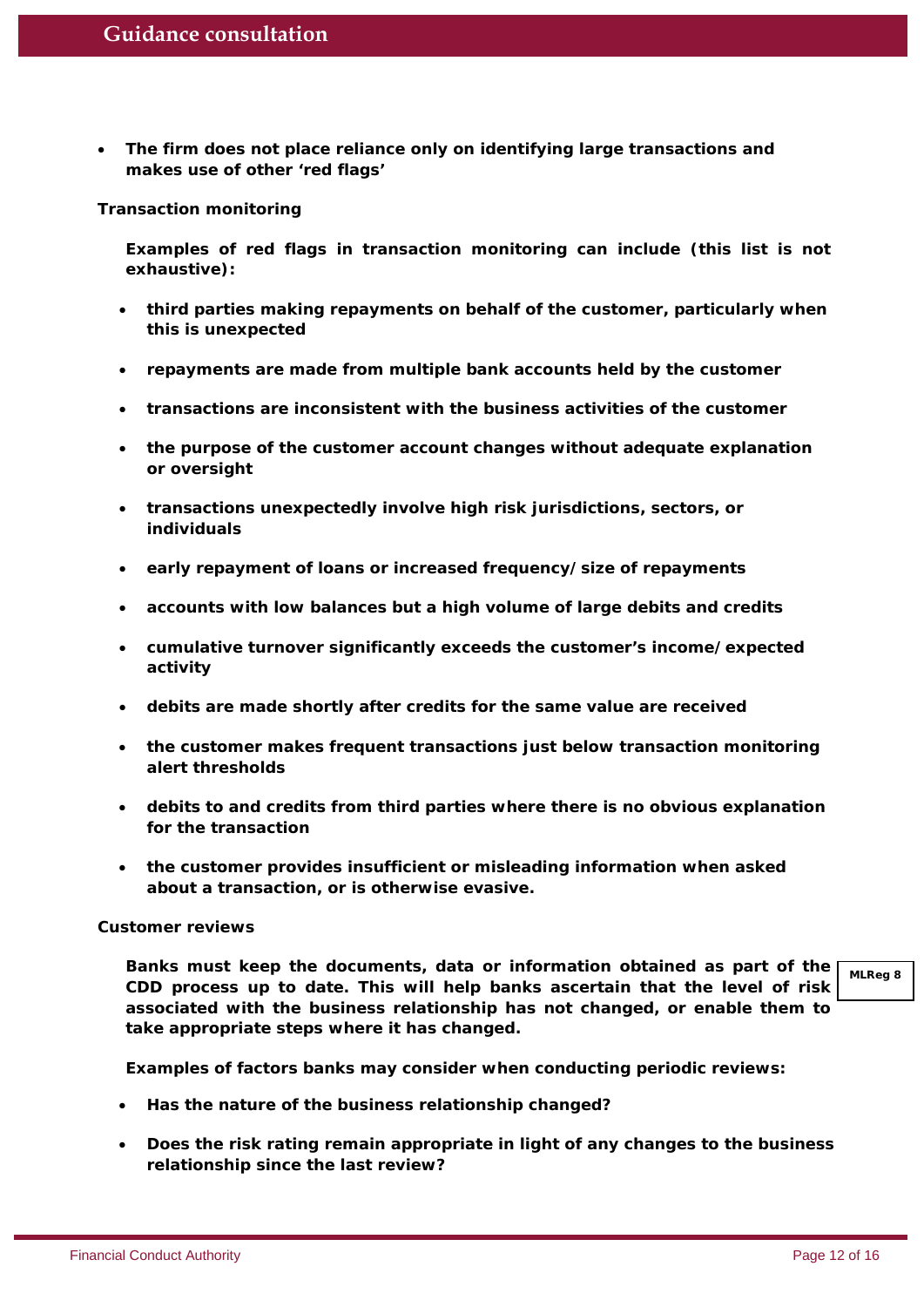- **The firm does not place reliance only on identifying large transactions and makes use of other 'red flags'**

**Transaction monitoring**

**Examples of red flags in transaction monitoring can include (this list is not exhaustive):**

- **third parties making repayments on behalf of the customer, particularly when this is unexpected**
- **repayments are made from multiple bank accounts held by the customer**
- **transactions are inconsistent with the business activities of the customer**
- **the purpose of the customer account changes without adequate explanation or oversight**
- **transactions unexpectedly involve high risk jurisdictions, sectors, or individuals**
- **early repayment of loans or increased frequency/size of repayments**
- **accounts with low balances but a high volume of large debits and credits**
- **cumulative turnover significantly exceeds the customer's income/expected activity**
- **debits are made shortly after credits for the same value are received**
- **the customer makes frequent transactions just below transaction monitoring alert thresholds**
- **debits to and credits from third parties where there is no obvious explanation for the transaction**
- **the customer provides insufficient or misleading information when asked about a transaction, or is otherwise evasive.**

**Customer reviews**

**Banks must keep the documents, data or information obtained as part of the CDD process up to date. This will help banks ascertain that the level of risk associated with the business relationship has not changed, or enable them to take appropriate steps where it has changed.**

**MLReg 8**

**Examples of factors banks may consider when conducting periodic reviews:**

- **Has the nature of the business relationship changed?**
- **Does the risk rating remain appropriate in light of any changes to the business relationship since the last review?**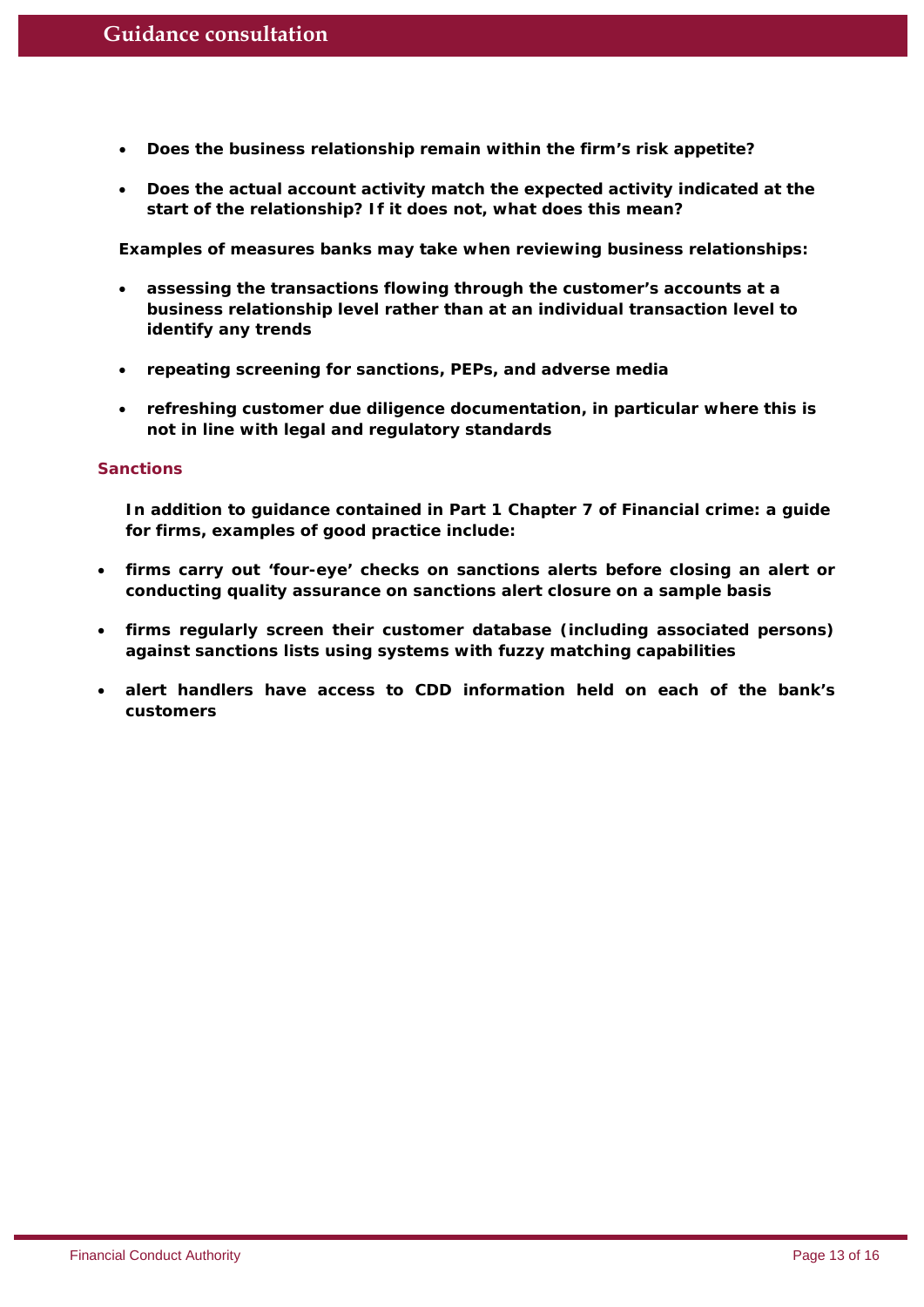- **Does the business relationship remain within the firm's risk appetite?**

- **Does the actual account activity match the expected activity indicated at the start of the relationship? If it does not, what does this mean?**

**Examples of measures banks may take when reviewing business relationships:**

- **assessing the transactions flowing through the customer's accounts at a business relationship level rather than at an individual transaction level to identify any trends**

- **repeating screening for sanctions, PEPs, and adverse media**

- **refreshing customer due diligence documentation, in particular where this is not in line with legal and regulatory standards**

### Sanctions

**In addition to guidance contained in Part 1 Chapter 7 of Financial crime: a guide for firms, examples of good practice include:**

- **firms carry out 'four-eye' checks on sanctions alerts before closing an alert or conducting quality assurance on sanctions alert closure on a sample basis**

- **firms regularly screen their customer database (including associated persons) against sanctions lists using systems with fuzzy matching capabilities**

- **alert handlers have access to CDD information held on each of the bank's customers**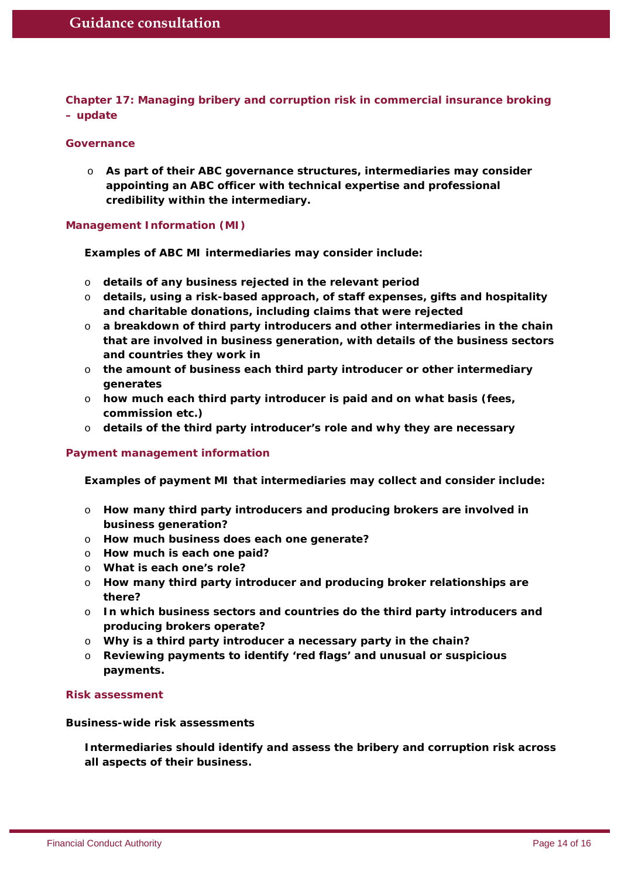## Chapter 17: Managing bribery and corruption risk in commercial insurance broking – update

### Governance

- **As part of their ABC governance structures, intermediaries may consider appointing an ABC officer with technical expertise and professional credibility within the intermediary.**

### Management Information (MI)

**Examples of ABC MI intermediaries may consider include:**

- **details of any business rejected in the relevant period**
- **details, using a risk-based approach, of staff expenses, gifts and hospitality and charitable donations, including claims that were rejected**
- **a breakdown of third party introducers and other intermediaries in the chain that are involved in business generation, with details of the business sectors and countries they work in**
- **the amount of business each third party introducer or other intermediary generates**
- **how much each third party introducer is paid and on what basis (fees, commission etc.)**
- **details of the third party introducer's role and why they are necessary**

### Payment management information

**Examples of payment MI that intermediaries may collect and consider include:**

- **How many third party introducers and producing brokers are involved in business generation?**
- **How much business does each one generate?**
- **How much is each one paid?**
- **What is each one's role?**
- **How many third party introducer and producing broker relationships are there?**
- **In which business sectors and countries do the third party introducers and producing brokers operate?**
- **Why is a third party introducer a necessary party in the chain?**
- **Reviewing payments to identify 'red flags' and unusual or suspicious payments.**

### Risk assessment

**Business-wide risk assessments**

**Intermediaries should identify and assess the bribery and corruption risk across all aspects of their business.**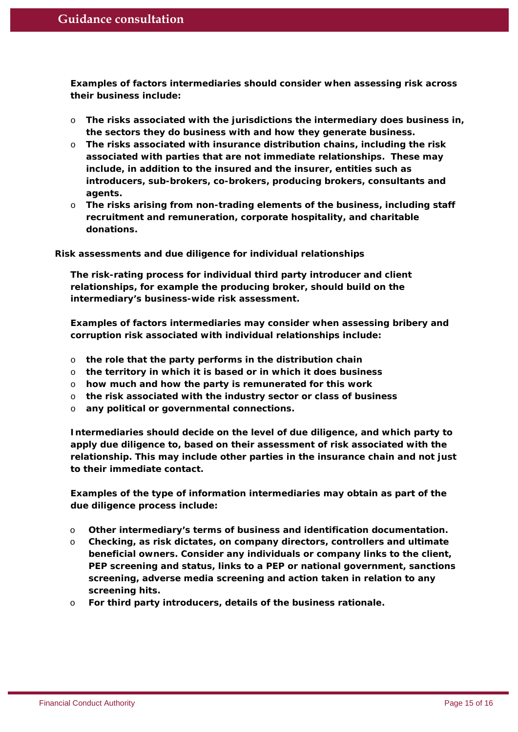**Examples of factors intermediaries should consider when assessing risk across their business include:**

- **The risks associated with the jurisdictions the intermediary does business in, the sectors they do business with and how they generate business.**
- **The risks associated with insurance distribution chains, including the risk associated with parties that are not immediate relationships. These may include, in addition to the insured and the insurer, entities such as introducers, sub-brokers, co-brokers, producing brokers, consultants and agents.**
- **The risks arising from non-trading elements of the business, including staff recruitment and remuneration, corporate hospitality, and charitable donations.**

**Risk assessments and due diligence for individual relationships**

**The risk-rating process for individual third party introducer and client relationships, for example the producing broker, should build on the intermediary's business-wide risk assessment.**

**Examples of factors intermediaries may consider when assessing bribery and corruption risk associated with individual relationships include:**

- **the role that the party performs in the distribution chain**
- **the territory in which it is based or in which it does business**
- **how much and how the party is remunerated for this work**
- **the risk associated with the industry sector or class of business**
- **any political or governmental connections.**

**Intermediaries should decide on the level of due diligence, and which party to apply due diligence to, based on their assessment of risk associated with the relationship. This may include other parties in the insurance chain and not just to their immediate contact.**

**Examples of the type of information intermediaries may obtain as part of the due diligence process include:**

- **Other intermediary's terms of business and identification documentation.**
- **Checking, as risk dictates, on company directors, controllers and ultimate beneficial owners. Consider any individuals or company links to the client, PEP screening and status, links to a PEP or national government, sanctions screening, adverse media screening and action taken in relation to any screening hits.**
- **For third party introducers, details of the business rationale.**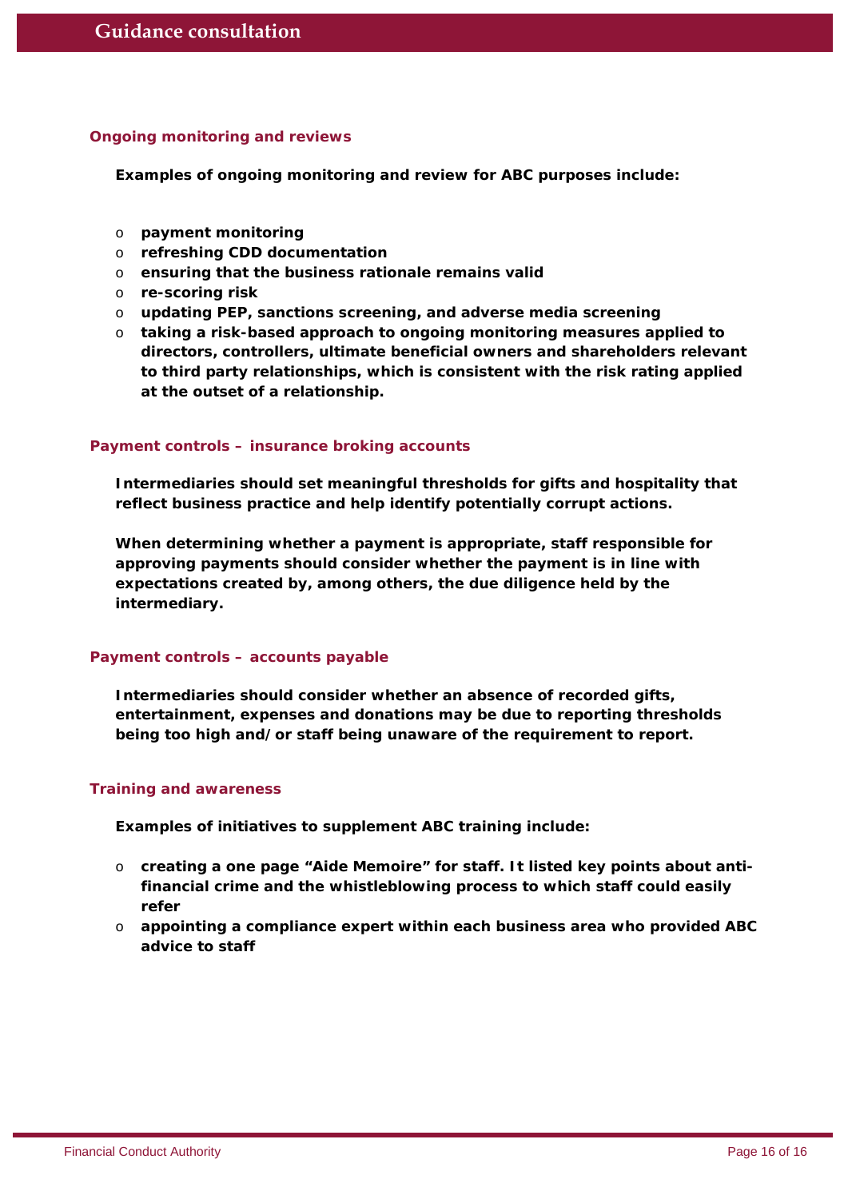### Ongoing monitoring and reviews

**Examples of ongoing monitoring and review for ABC purposes include:**

- **payment monitoring**
- **refreshing CDD documentation**
- **ensuring that the business rationale remains valid**
- **re-scoring risk**
- **updating PEP, sanctions screening, and adverse media screening**
- **taking a risk-based approach to ongoing monitoring measures applied to directors, controllers, ultimate beneficial owners and shareholders relevant to third party relationships, which is consistent with the risk rating applied at the outset of a relationship.**

### Payment controls – insurance broking accounts

**Intermediaries should set meaningful thresholds for gifts and hospitality that reflect business practice and help identify potentially corrupt actions.**

**When determining whether a payment is appropriate, staff responsible for approving payments should consider whether the payment is in line with expectations created by, among others, the due diligence held by the intermediary.**

### Payment controls – accounts payable

**Intermediaries should consider whether an absence of recorded gifts, entertainment, expenses and donations may be due to reporting thresholds being too high and/or staff being unaware of the requirement to report.**

### Training and awareness

**Examples of initiatives to supplement ABC training include:**

- **creating a one page "Aide Memoire" for staff. It listed key points about anti-financial crime and the whistleblowing process to which staff could easily refer**
- **appointing a compliance expert within each business area who provided ABC advice to staff**